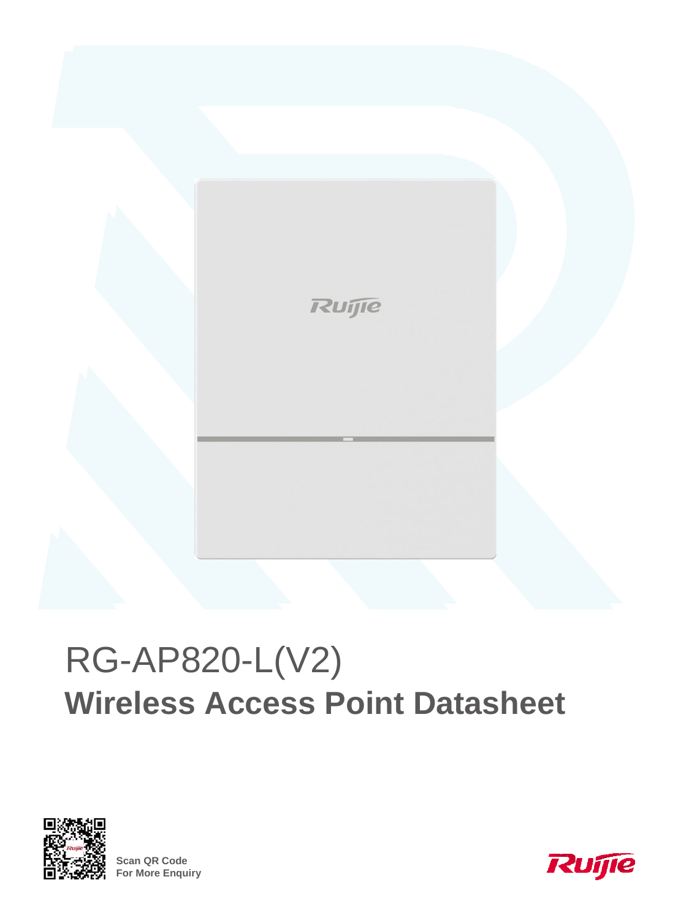# RG-AP820-L(V2)

## Wireless Access Point Datasheet

Scan QR Code
For More Enquiry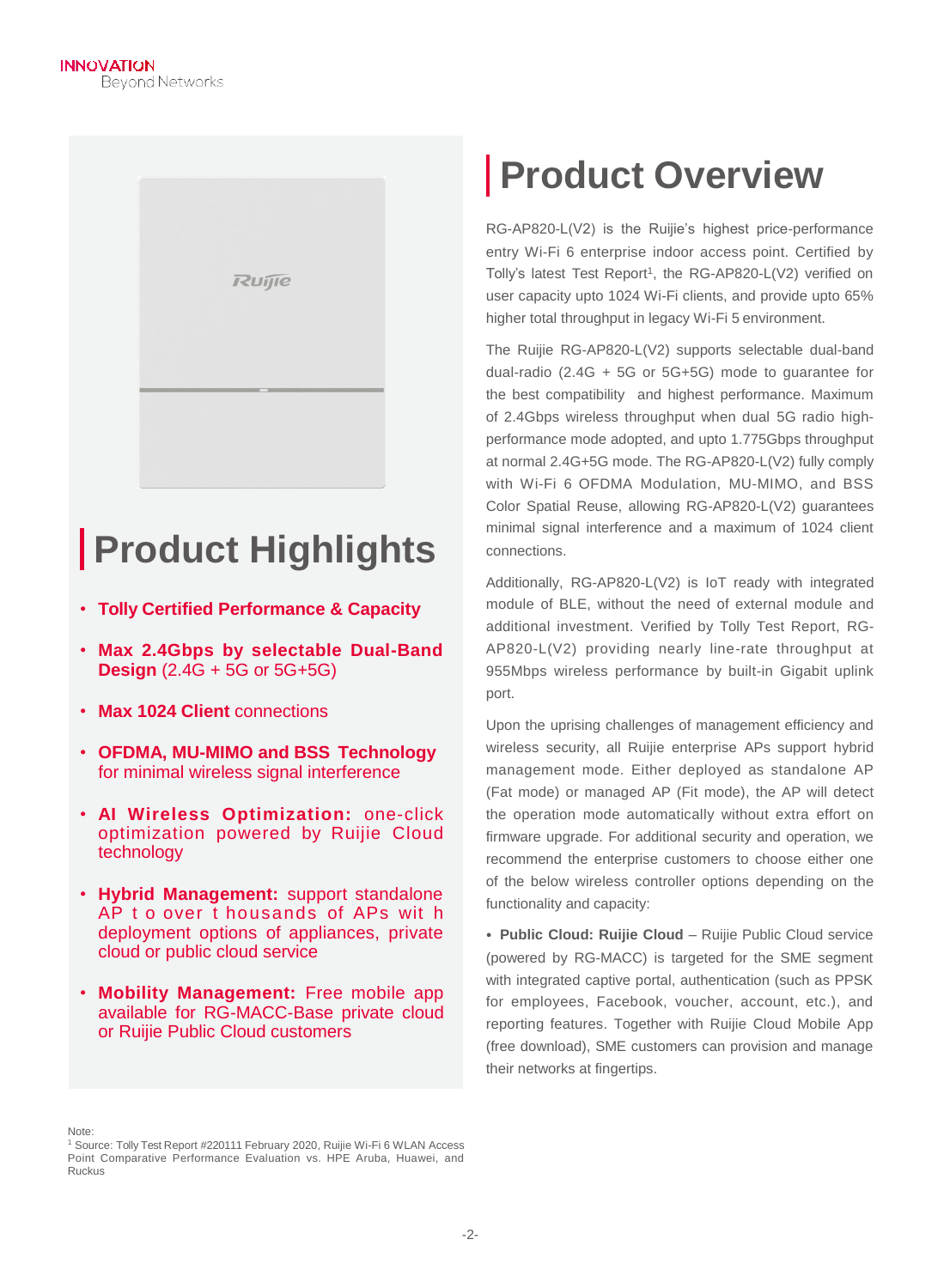# Product Highlights

- **Tolly Certified Performance & Capacity**
- **Max 2.4Gbps by selectable Dual-Band Design** (2.4G + 5G or 5G+5G)
- **Max 1024 Client** connections
- **OFDMA, MU-MIMO and BSS Technology** for minimal wireless signal interference
- **AI Wireless Optimization:** one-click optimization powered by Ruijie Cloud technology
- **Hybrid Management:** support standalone AP to over thousands of APs with deployment options of appliances, private cloud or public cloud service
- **Mobility Management:** Free mobile app available for RG-MACC-Base private cloud or Ruijie Public Cloud customers

# Product Overview

RG-AP820-L(V2) is the Ruijie's highest price-performance entry Wi-Fi 6 enterprise indoor access point. Certified by Tolly's latest Test Report[1], the RG-AP820-L(V2) verified on user capacity upto 1024 Wi-Fi clients, and provide upto 65% higher total throughput in legacy Wi-Fi 5 environment.

The Ruijie RG-AP820-L(V2) supports selectable dual-band dual-radio (2.4G + 5G or 5G+5G) mode to guarantee for the best compatibility and highest performance. Maximum of 2.4Gbps wireless throughput when dual 5G radio high-performance mode adopted, and upto 1.775Gbps throughput at normal 2.4G+5G mode. The RG-AP820-L(V2) fully comply with Wi-Fi 6 OFDMA Modulation, MU-MIMO, and BSS Color Spatial Reuse, allowing RG-AP820-L(V2) guarantees minimal signal interference and a maximum of 1024 client connections.

Additionally, RG-AP820-L(V2) is IoT ready with integrated module of BLE, without the need of external module and additional investment. Verified by Tolly Test Report, RG-AP820-L(V2) providing nearly line-rate throughput at 955Mbps wireless performance by built-in Gigabit uplink port.

Upon the uprising challenges of management efficiency and wireless security, all Ruijie enterprise APs support hybrid management mode. Either deployed as standalone AP (Fat mode) or managed AP (Fit mode), the AP will detect the operation mode automatically without extra effort on firmware upgrade. For additional security and operation, we recommend the enterprise customers to choose either one of the below wireless controller options depending on the functionality and capacity:

- **Public Cloud: Ruijie Cloud** – Ruijie Public Cloud service (powered by RG-MACC) is targeted for the SME segment with integrated captive portal, authentication (such as PPSK for employees, Facebook, voucher, account, etc.), and reporting features. Together with Ruijie Cloud Mobile App (free download), SME customers can provision and manage their networks at fingertips.

Note:
[1] Source: Tolly Test Report #220111 February 2020, Ruijie Wi-Fi 6 WLAN Access Point Comparative Performance Evaluation vs. HPE Aruba, Huawei, and Ruckus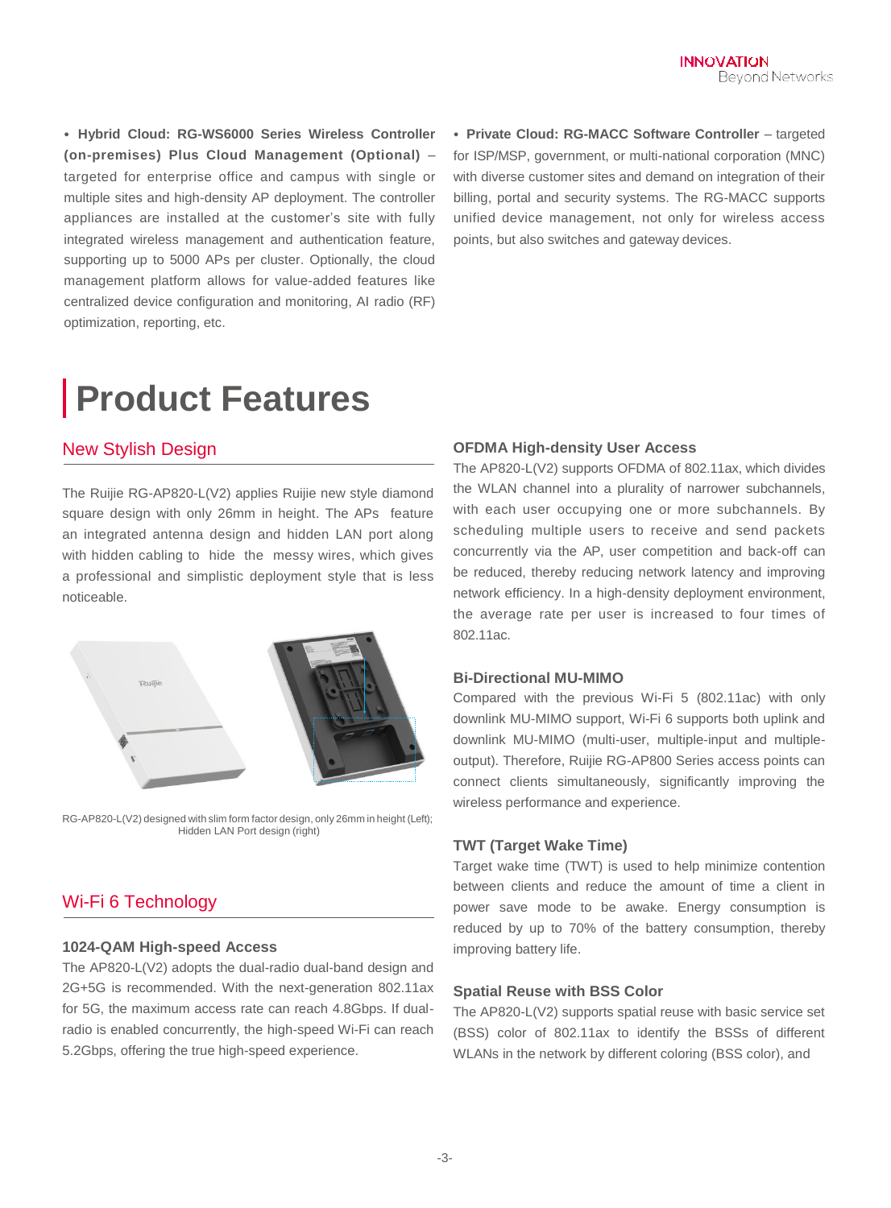• **Hybrid Cloud: RG-WS6000 Series Wireless Controller (on-premises) Plus Cloud Management (Optional)** – targeted for enterprise office and campus with single or multiple sites and high-density AP deployment. The controller appliances are installed at the customer's site with fully integrated wireless management and authentication feature, supporting up to 5000 APs per cluster. Optionally, the cloud management platform allows for value-added features like centralized device configuration and monitoring, AI radio (RF) optimization, reporting, etc.

• **Private Cloud: RG-MACC Software Controller** – targeted for ISP/MSP, government, or multi-national corporation (MNC) with diverse customer sites and demand on integration of their billing, portal and security systems. The RG-MACC supports unified device management, not only for wireless access points, but also switches and gateway devices.

# Product Features

## New Stylish Design

The Ruijie RG-AP820-L(V2) applies Ruijie new style diamond square design with only 26mm in height. The APs feature an integrated antenna design and hidden LAN port along with hidden cabling to hide the messy wires, which gives a professional and simplistic deployment style that is less noticeable.

RG-AP820-L(V2) designed with slim form factor design, only 26mm in height (Left); Hidden LAN Port design (right)

## Wi-Fi 6 Technology

### 1024-QAM High-speed Access

The AP820-L(V2) adopts the dual-radio dual-band design and 2G+5G is recommended. With the next-generation 802.11ax for 5G, the maximum access rate can reach 4.8Gbps. If dual-radio is enabled concurrently, the high-speed Wi-Fi can reach 5.2Gbps, offering the true high-speed experience.

### OFDMA High-density User Access

The AP820-L(V2) supports OFDMA of 802.11ax, which divides the WLAN channel into a plurality of narrower subchannels, with each user occupying one or more subchannels. By scheduling multiple users to receive and send packets concurrently via the AP, user competition and back-off can be reduced, thereby reducing network latency and improving network efficiency. In a high-density deployment environment, the average rate per user is increased to four times of 802.11ac.

### Bi-Directional MU-MIMO

Compared with the previous Wi-Fi 5 (802.11ac) with only downlink MU-MIMO support, Wi-Fi 6 supports both uplink and downlink MU-MIMO (multi-user, multiple-input and multiple-output). Therefore, Ruijie RG-AP800 Series access points can connect clients simultaneously, significantly improving the wireless performance and experience.

### TWT (Target Wake Time)

Target wake time (TWT) is used to help minimize contention between clients and reduce the amount of time a client in power save mode to be awake. Energy consumption is reduced by up to 70% of the battery consumption, thereby improving battery life.

### Spatial Reuse with BSS Color

The AP820-L(V2) supports spatial reuse with basic service set (BSS) color of 802.11ax to identify the BSSs of different WLANs in the network by different coloring (BSS color), and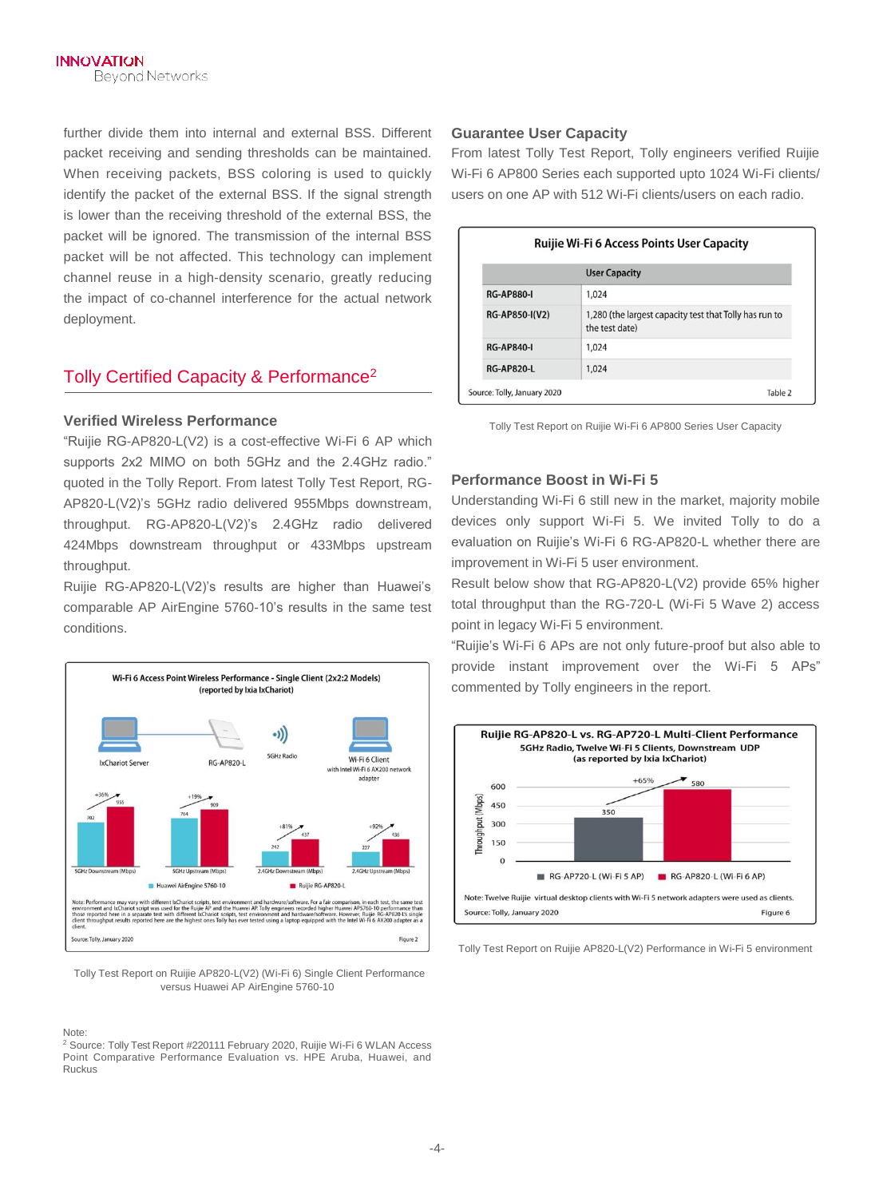further divide them into internal and external BSS. Different packet receiving and sending thresholds can be maintained. When receiving packets, BSS coloring is used to quickly identify the packet of the external BSS. If the signal strength is lower than the receiving threshold of the external BSS, the packet will be ignored. The transmission of the internal BSS packet will be not affected. This technology can implement channel reuse in a high-density scenario, greatly reducing the impact of co-channel interference for the actual network deployment.

## Tolly Certified Capacity & Performance[2]

### Verified Wireless Performance

"Ruijie RG-AP820-L(V2) is a cost-effective Wi-Fi 6 AP which supports 2x2 MIMO on both 5GHz and the 2.4GHz radio." quoted in the Tolly Report. From latest Tolly Test Report, RG-AP820-L(V2)'s 5GHz radio delivered 955Mbps downstream, throughput. RG-AP820-L(V2)'s 2.4GHz radio delivered 424Mbps downstream throughput or 433Mbps upstream throughput.

Ruijie RG-AP820-L(V2)'s results are higher than Huawei's comparable AP AirEngine 5760-10's results in the same test conditions.

Tolly Test Report on Ruijie AP820-L(V2) (Wi-Fi 6) Single Client Performance versus Huawei AP AirEngine 5760-10

### Guarantee User Capacity

From latest Tolly Test Report, Tolly engineers verified Ruijie Wi-Fi 6 AP800 Series each supported upto 1024 Wi-Fi clients/ users on one AP with 512 Wi-Fi clients/users on each radio.

**Ruijie Wi-Fi 6 Access Points User Capacity**

| | User Capacity |
|---|---|
| RG-AP880-I | 1,024 |
| RG-AP850-I(V2) | 1,280 (the largest capacity test that Tolly has run to the test date) |
| RG-AP840-I | 1,024 |
| RG-AP820-L | 1,024 |

Source: Tolly, January 2020 — Table 2

Tolly Test Report on Ruijie Wi-Fi 6 AP800 Series User Capacity

### Performance Boost in Wi-Fi 5

Understanding Wi-Fi 6 still new in the market, majority mobile devices only support Wi-Fi 5. We invited Tolly to do a evaluation on Ruijie's Wi-Fi 6 RG-AP820-L whether there are improvement in Wi-Fi 5 user environment.

Result below show that RG-AP820-L(V2) provide 65% higher total throughput than the RG-720-L (Wi-Fi 5 Wave 2) access point in legacy Wi-Fi 5 environment.

"Ruijie's Wi-Fi 6 APs are not only future-proof but also able to provide instant improvement over the Wi-Fi 5 APs" commented by Tolly engineers in the report.

Tolly Test Report on Ruijie AP820-L(V2) Performance in Wi-Fi 5 environment

Note:
[2] Source: Tolly Test Report #220111 February 2020, Ruijie Wi-Fi 6 WLAN Access Point Comparative Performance Evaluation vs. HPE Aruba, Huawei, and Ruckus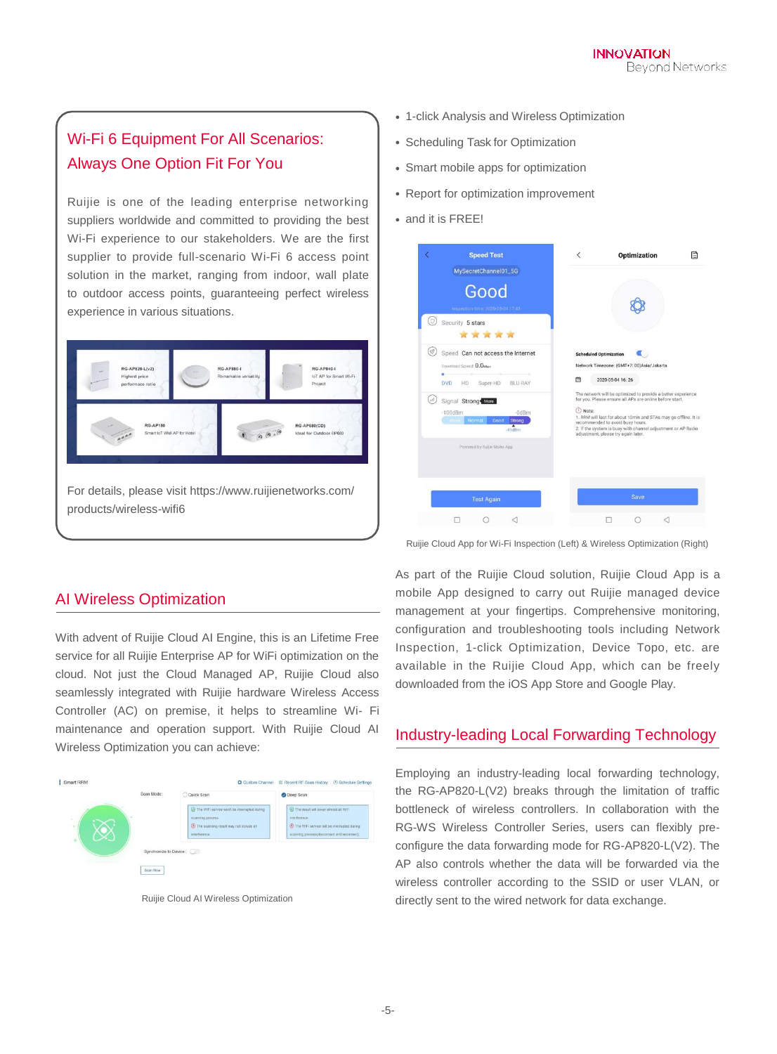## Wi-Fi 6 Equipment For All Scenarios: Always One Option Fit For You

Ruijie is one of the leading enterprise networking suppliers worldwide and committed to providing the best Wi-Fi experience to our stakeholders. We are the first supplier to provide full-scenario Wi-Fi 6 access point solution in the market, ranging from indoor, wall plate to outdoor access points, guaranteeing perfect wireless experience in various situations.

For details, please visit https://www.ruijienetworks.com/products/wireless-wifi6

## AI Wireless Optimization

With advent of Ruijie Cloud AI Engine, this is an Lifetime Free service for all Ruijie Enterprise AP for WiFi optimization on the cloud. Not just the Cloud Managed AP, Ruijie Cloud also seamlessly integrated with Ruijie hardware Wireless Access Controller (AC) on premise, it helps to streamline Wi- Fi maintenance and operation support. With Ruijie Cloud AI Wireless Optimization you can achieve:

Ruijie Cloud AI Wireless Optimization

- 1-click Analysis and Wireless Optimization
- Scheduling Task for Optimization
- Smart mobile apps for optimization
- Report for optimization improvement
- and it is FREE!

Ruijie Cloud App for Wi-Fi Inspection (Left) & Wireless Optimization (Right)

As part of the Ruijie Cloud solution, Ruijie Cloud App is a mobile App designed to carry out Ruijie managed device management at your fingertips. Comprehensive monitoring, configuration and troubleshooting tools including Network Inspection, 1-click Optimization, Device Topo, etc. are available in the Ruijie Cloud App, which can be freely downloaded from the iOS App Store and Google Play.

## Industry-leading Local Forwarding Technology

Employing an industry-leading local forwarding technology, the RG-AP820-L(V2) breaks through the limitation of traffic bottleneck of wireless controllers. In collaboration with the RG-WS Wireless Controller Series, users can flexibly pre-configure the data forwarding mode for RG-AP820-L(V2). The AP also controls whether the data will be forwarded via the wireless controller according to the SSID or user VLAN, or directly sent to the wired network for data exchange.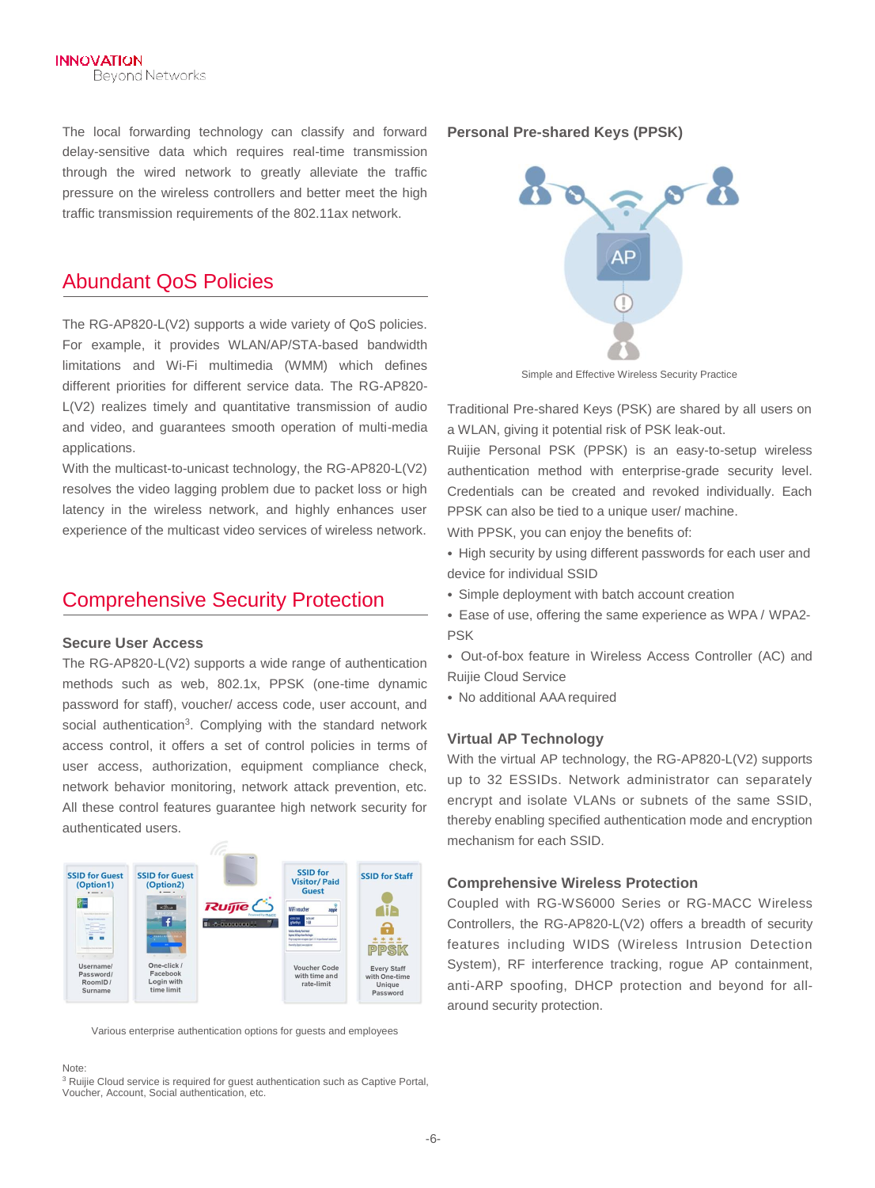The local forwarding technology can classify and forward delay-sensitive data which requires real-time transmission through the wired network to greatly alleviate the traffic pressure on the wireless controllers and better meet the high traffic transmission requirements of the 802.11ax network.

## Abundant QoS Policies

The RG-AP820-L(V2) supports a wide variety of QoS policies. For example, it provides WLAN/AP/STA-based bandwidth limitations and Wi-Fi multimedia (WMM) which defines different priorities for different service data. The RG-AP820-L(V2) realizes timely and quantitative transmission of audio and video, and guarantees smooth operation of multi-media applications.

With the multicast-to-unicast technology, the RG-AP820-L(V2) resolves the video lagging problem due to packet loss or high latency in the wireless network, and highly enhances user experience of the multicast video services of wireless network.

## Comprehensive Security Protection

### Secure User Access

The RG-AP820-L(V2) supports a wide range of authentication methods such as web, 802.1x, PPSK (one-time dynamic password for staff), voucher/ access code, user account, and social authentication[3]. Complying with the standard network access control, it offers a set of control policies in terms of user access, authorization, equipment compliance check, network behavior monitoring, network attack prevention, etc. All these control features guarantee high network security for authenticated users.

Various enterprise authentication options for guests and employees

Note:
[3] Ruijie Cloud service is required for guest authentication such as Captive Portal, Voucher, Account, Social authentication, etc.

### Personal Pre-shared Keys (PPSK)

Simple and Effective Wireless Security Practice

Traditional Pre-shared Keys (PSK) are shared by all users on a WLAN, giving it potential risk of PSK leak-out.

Ruijie Personal PSK (PPSK) is an easy-to-setup wireless authentication method with enterprise-grade security level. Credentials can be created and revoked individually. Each PPSK can also be tied to a unique user/ machine.

With PPSK, you can enjoy the benefits of:

- High security by using different passwords for each user and device for individual SSID
- Simple deployment with batch account creation
- Ease of use, offering the same experience as WPA / WPA2-PSK
- Out-of-box feature in Wireless Access Controller (AC) and Ruijie Cloud Service
- No additional AAA required

### Virtual AP Technology

With the virtual AP technology, the RG-AP820-L(V2) supports up to 32 ESSIDs. Network administrator can separately encrypt and isolate VLANs or subnets of the same SSID, thereby enabling specified authentication mode and encryption mechanism for each SSID.

### Comprehensive Wireless Protection

Coupled with RG-WS6000 Series or RG-MACC Wireless Controllers, the RG-AP820-L(V2) offers a breadth of security features including WIDS (Wireless Intrusion Detection System), RF interference tracking, rogue AP containment, anti-ARP spoofing, DHCP protection and beyond for all-around security protection.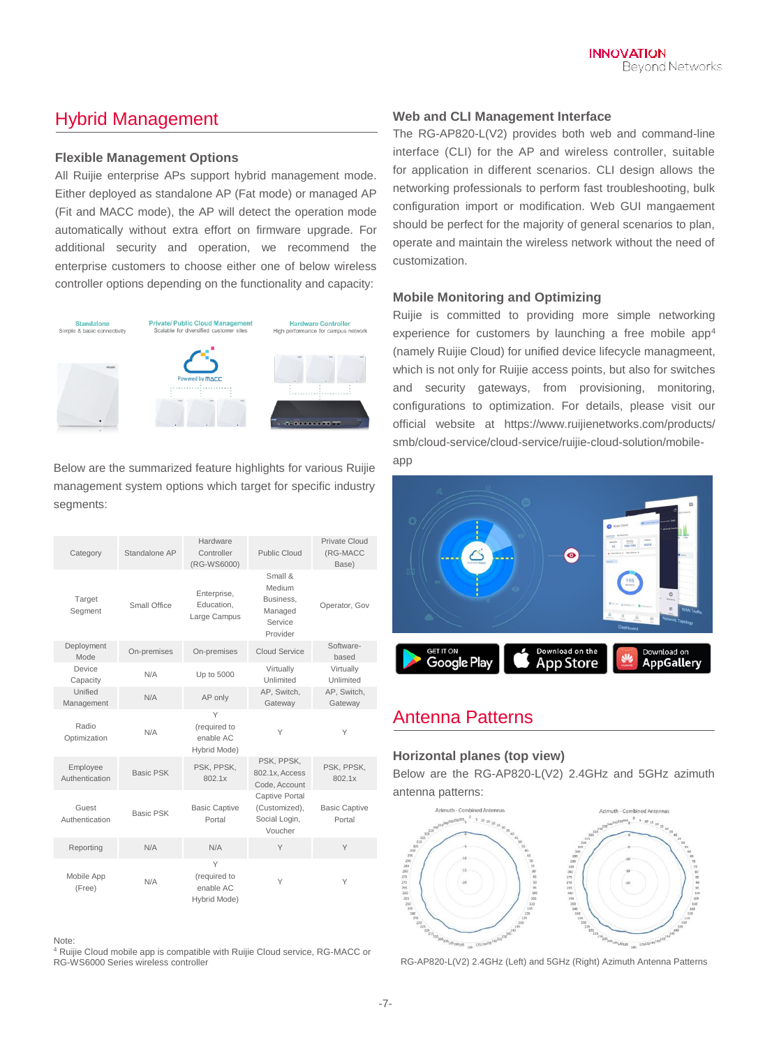## Hybrid Management

### Flexible Management Options

All Ruijie enterprise APs support hybrid management mode. Either deployed as standalone AP (Fat mode) or managed AP (Fit and MACC mode), the AP will detect the operation mode automatically without extra effort on firmware upgrade. For additional security and operation, we recommend the enterprise customers to choose either one of below wireless controller options depending on the functionality and capacity:

Standalone
Simple & basic connectivity

Private/ Public Cloud Management
Scalable for diversified customer sites

Hardware Controller
High performance for campus network

Below are the summarized feature highlights for various Ruijie management system options which target for specific industry segments:

| Category | Standalone AP | Hardware Controller (RG-WS6000) | Public Cloud | Private Cloud (RG-MACC Base) |
|---|---|---|---|---|
| Target Segment | Small Office | Enterprise, Education, Large Campus | Small & Medium Business, Managed Service Provider | Operator, Gov |
| Deployment Mode | On-premises | On-premises | Cloud Service | Software-based |
| Device Capacity | N/A | Up to 5000 | Virtually Unlimited | Virtually Unlimited |
| Unified Management | N/A | AP only | AP, Switch, Gateway | AP, Switch, Gateway |
| Radio Optimization | N/A | Y (required to enable AC Hybrid Mode) | Y | Y |
| Employee Authentication | Basic PSK | PSK, PPSK, 802.1x | PSK, PPSK, 802.1x, Access Code, Account | PSK, PPSK, 802.1x |
| Guest Authentication | Basic PSK | Basic Captive Portal | Captive Portal (Customized), Social Login, Voucher | Basic Captive Portal |
| Reporting | N/A | N/A | Y | Y |
| Mobile App (Free) | N/A | Y (required to enable AC Hybrid Mode) | Y | Y |

Note:
[4] Ruijie Cloud mobile app is compatible with Ruijie Cloud service, RG-MACC or RG-WS6000 Series wireless controller

### Web and CLI Management Interface

The RG-AP820-L(V2) provides both web and command-line interface (CLI) for the AP and wireless controller, suitable for application in different scenarios. CLI design allows the networking professionals to perform fast troubleshooting, bulk configuration import or modification. Web GUI mangaement should be perfect for the majority of general scenarios to plan, operate and maintain the wireless network without the need of customization.

### Mobile Monitoring and Optimizing

Ruijie is committed to providing more simple networking experience for customers by launching a free mobile app[4] (namely Ruijie Cloud) for unified device lifecycle managmeent, which is not only for Ruijie access points, but also for switches and security gateways, from provisioning, monitoring, configurations to optimization. For details, please visit our official website at https://www.ruijienetworks.com/products/smb/cloud-service/cloud-service/ruijie-cloud-solution/mobile-app

## Antenna Patterns

### Horizontal planes (top view)

Below are the RG-AP820-L(V2) 2.4GHz and 5GHz azimuth antenna patterns:

RG-AP820-L(V2) 2.4GHz (Left) and 5GHz (Right) Azimuth Antenna Patterns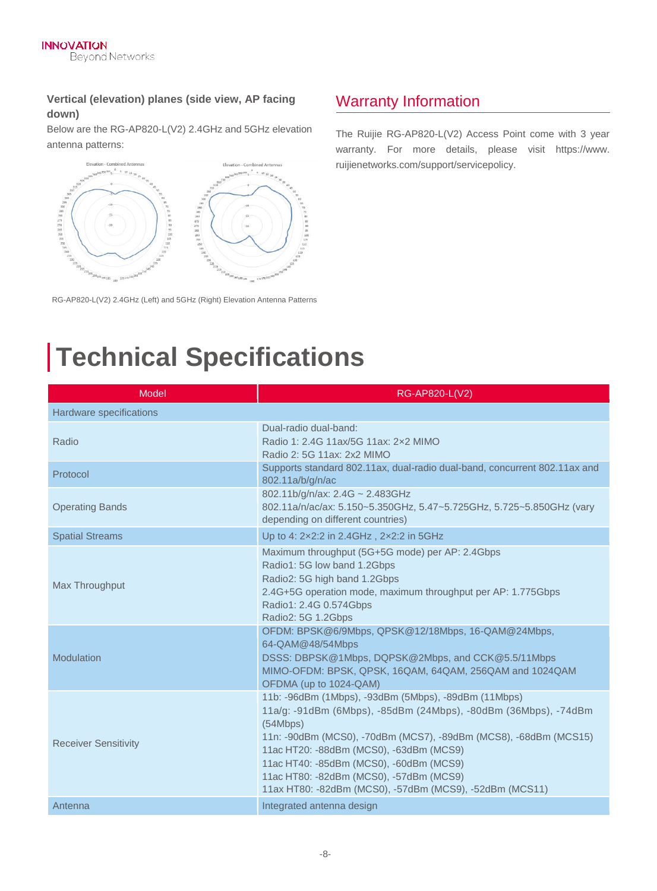### Vertical (elevation) planes (side view, AP facing down)

Below are the RG-AP820-L(V2) 2.4GHz and 5GHz elevation antenna patterns:

RG-AP820-L(V2) 2.4GHz (Left) and 5GHz (Right) Elevation Antenna Patterns

## Warranty Information

The Ruijie RG-AP820-L(V2) Access Point come with 3 year warranty. For more details, please visit https://www.ruijienetworks.com/support/servicepolicy.

# Technical Specifications

| Model | RG-AP820-L(V2) |
|---|---|
| Hardware specifications | |
| Radio | Dual-radio dual-band:<br>Radio 1: 2.4G 11ax/5G 11ax: 2×2 MIMO<br>Radio 2: 5G 11ax: 2x2 MIMO |
| Protocol | Supports standard 802.11ax, dual-radio dual-band, concurrent 802.11ax and 802.11a/b/g/n/ac |
| Operating Bands | 802.11b/g/n/ax: 2.4G ~ 2.483GHz<br>802.11a/n/ac/ax: 5.150~5.350GHz, 5.47~5.725GHz, 5.725~5.850GHz (vary depending on different countries) |
| Spatial Streams | Up to 4: 2×2:2 in 2.4GHz , 2×2:2 in 5GHz |
| Max Throughput | Maximum throughput (5G+5G mode) per AP: 2.4Gbps<br>Radio1: 5G low band 1.2Gbps<br>Radio2: 5G high band 1.2Gbps<br>2.4G+5G operation mode, maximum throughput per AP: 1.775Gbps<br>Radio1: 2.4G 0.574Gbps<br>Radio2: 5G 1.2Gbps |
| Modulation | OFDM: BPSK@6/9Mbps, QPSK@12/18Mbps, 16-QAM@24Mbps, 64-QAM@48/54Mbps<br>DSSS: DBPSK@1Mbps, DQPSK@2Mbps, and CCK@5.5/11Mbps<br>MIMO-OFDM: BPSK, QPSK, 16QAM, 64QAM, 256QAM and 1024QAM<br>OFDMA (up to 1024-QAM) |
| Receiver Sensitivity | 11b: -96dBm (1Mbps), -93dBm (5Mbps), -89dBm (11Mbps)<br>11a/g: -91dBm (6Mbps), -85dBm (24Mbps), -80dBm (36Mbps), -74dBm (54Mbps)<br>11n: -90dBm (MCS0), -70dBm (MCS7), -89dBm (MCS8), -68dBm (MCS15)<br>11ac HT20: -88dBm (MCS0), -63dBm (MCS9)<br>11ac HT40: -85dBm (MCS0), -60dBm (MCS9)<br>11ac HT80: -82dBm (MCS0), -57dBm (MCS9)<br>11ax HT80: -82dBm (MCS0), -57dBm (MCS9), -52dBm (MCS11) |
| Antenna | Integrated antenna design |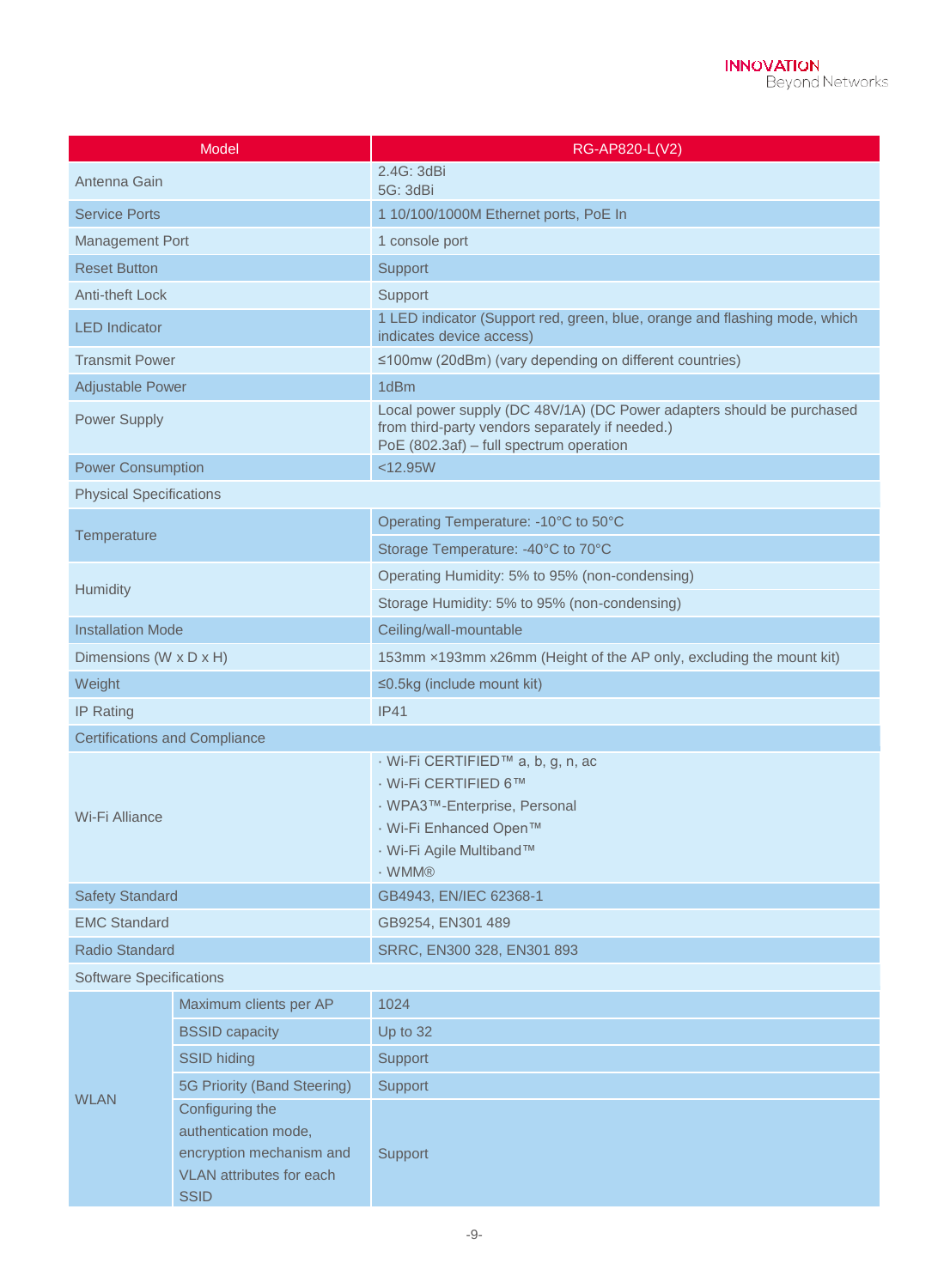| Model | | RG-AP820-L(V2) |
|---|---|---|
| Antenna Gain | | 2.4G: 3dBi<br>5G: 3dBi |
| Service Ports | | 1 10/100/1000M Ethernet ports, PoE In |
| Management Port | | 1 console port |
| Reset Button | | Support |
| Anti-theft Lock | | Support |
| LED Indicator | | 1 LED indicator (Support red, green, blue, orange and flashing mode, which indicates device access) |
| Transmit Power | | ≤100mw (20dBm) (vary depending on different countries) |
| Adjustable Power | | 1dBm |
| Power Supply | | Local power supply (DC 48V/1A) (DC Power adapters should be purchased from third-party vendors separately if needed.)<br>PoE (802.3af) – full spectrum operation |
| Power Consumption | | <12.95W |
| Physical Specifications | | |
| Temperature | | Operating Temperature: -10°C to 50°C |
| | | Storage Temperature: -40°C to 70°C |
| Humidity | | Operating Humidity: 5% to 95% (non-condensing) |
| | | Storage Humidity: 5% to 95% (non-condensing) |
| Installation Mode | | Ceiling/wall-mountable |
| Dimensions (W x D x H) | | 153mm ×193mm x26mm (Height of the AP only, excluding the mount kit) |
| Weight | | ≤0.5kg (include mount kit) |
| IP Rating | | IP41 |
| Certifications and Compliance | | |
| Wi-Fi Alliance | | · Wi-Fi CERTIFIED™ a, b, g, n, ac<br>· Wi-Fi CERTIFIED 6™<br>· WPA3™-Enterprise, Personal<br>· Wi-Fi Enhanced Open™<br>· Wi-Fi Agile Multiband™<br>· WMM® |
| Safety Standard | | GB4943, EN/IEC 62368-1 |
| EMC Standard | | GB9254, EN301 489 |
| Radio Standard | | SRRC, EN300 328, EN301 893 |
| Software Specifications | | |
| WLAN | Maximum clients per AP | 1024 |
| | BSSID capacity | Up to 32 |
| | SSID hiding | Support |
| | 5G Priority (Band Steering) | Support |
| | Configuring the authentication mode, encryption mechanism and VLAN attributes for each SSID | Support |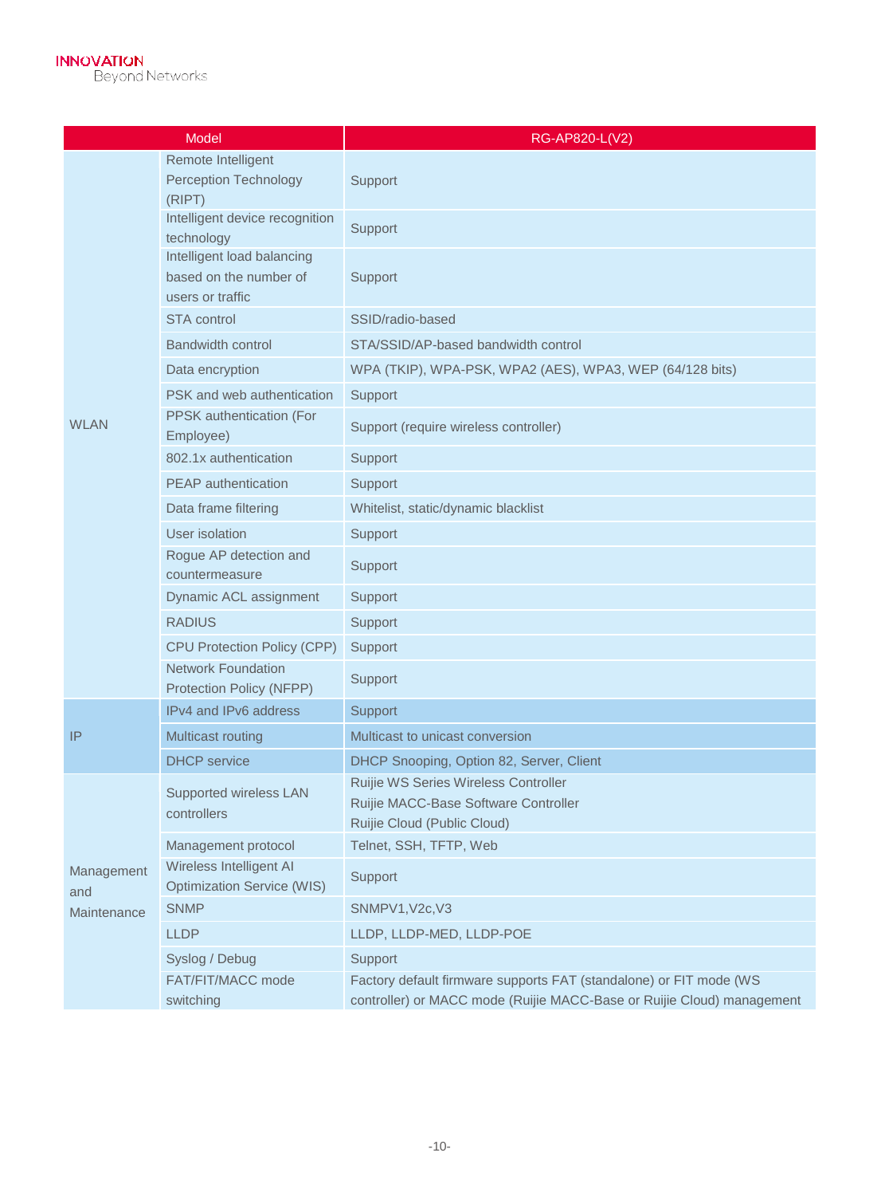| Model | | RG-AP820-L(V2) |
|---|---|---|
| WLAN | Remote Intelligent Perception Technology (RIPT) | Support |
| | Intelligent device recognition technology | Support |
| | Intelligent load balancing based on the number of users or traffic | Support |
| | STA control | SSID/radio-based |
| | Bandwidth control | STA/SSID/AP-based bandwidth control |
| | Data encryption | WPA (TKIP), WPA-PSK, WPA2 (AES), WPA3, WEP (64/128 bits) |
| | PSK and web authentication | Support |
| | PPSK authentication (For Employee) | Support (require wireless controller) |
| | 802.1x authentication | Support |
| | PEAP authentication | Support |
| | Data frame filtering | Whitelist, static/dynamic blacklist |
| | User isolation | Support |
| | Rogue AP detection and countermeasure | Support |
| | Dynamic ACL assignment | Support |
| | RADIUS | Support |
| | CPU Protection Policy (CPP) | Support |
| | Network Foundation Protection Policy (NFPP) | Support |
| IP | IPv4 and IPv6 address | Support |
| | Multicast routing | Multicast to unicast conversion |
| | DHCP service | DHCP Snooping, Option 82, Server, Client |
| Management and Maintenance | Supported wireless LAN controllers | Ruijie WS Series Wireless Controller<br>Ruijie MACC-Base Software Controller<br>Ruijie Cloud (Public Cloud) |
| | Management protocol | Telnet, SSH, TFTP, Web |
| | Wireless Intelligent AI Optimization Service (WIS) | Support |
| | SNMP | SNMPV1,V2c,V3 |
| | LLDP | LLDP, LLDP-MED, LLDP-POE |
| | Syslog / Debug | Support |
| | FAT/FIT/MACC mode switching | Factory default firmware supports FAT (standalone) or FIT mode (WS controller) or MACC mode (Ruijie MACC-Base or Ruijie Cloud) management |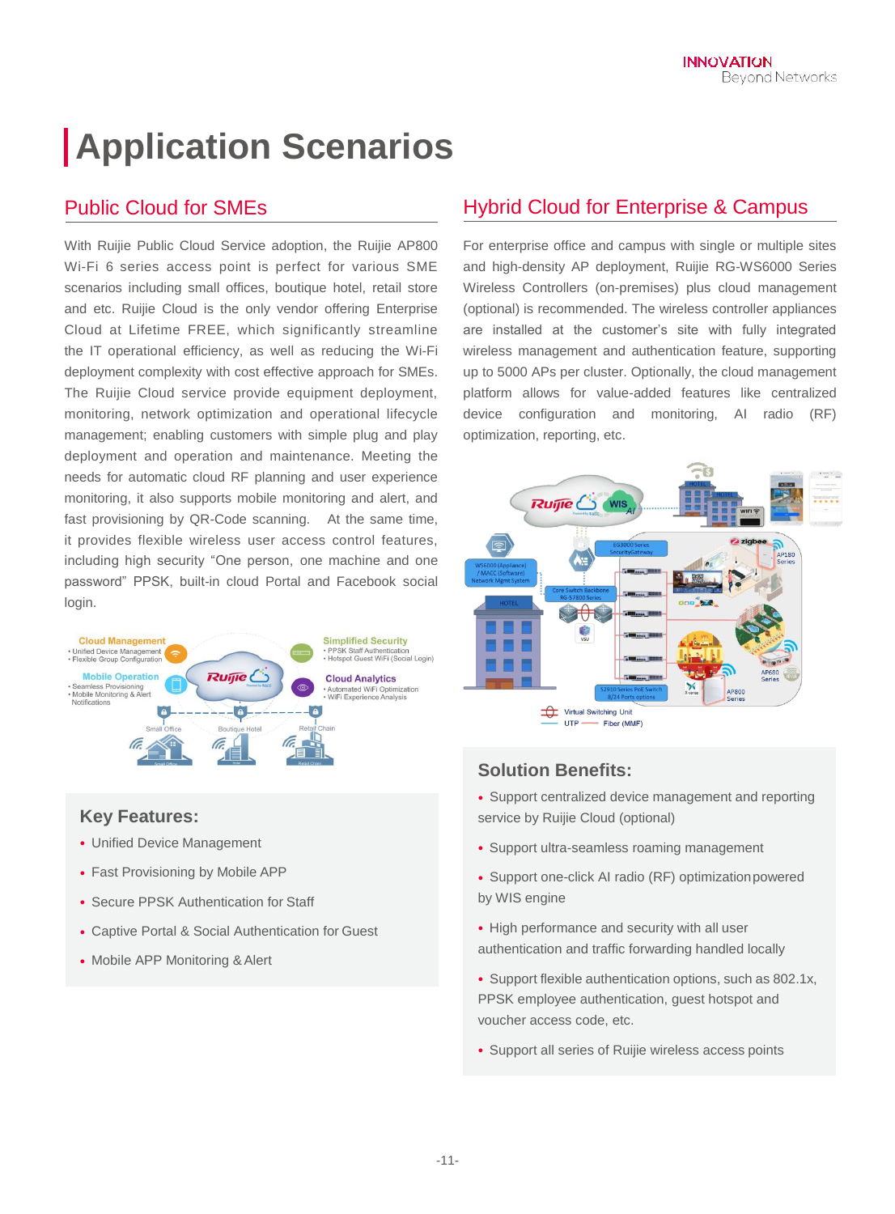# Application Scenarios

## Public Cloud for SMEs

With Ruijie Public Cloud Service adoption, the Ruijie AP800 Wi-Fi 6 series access point is perfect for various SME scenarios including small offices, boutique hotel, retail store and etc. Ruijie Cloud is the only vendor offering Enterprise Cloud at Lifetime FREE, which significantly streamline the IT operational efficiency, as well as reducing the Wi-Fi deployment complexity with cost effective approach for SMEs. The Ruijie Cloud service provide equipment deployment, monitoring, network optimization and operational lifecycle management; enabling customers with simple plug and play deployment and operation and maintenance. Meeting the needs for automatic cloud RF planning and user experience monitoring, it also supports mobile monitoring and alert, and fast provisioning by QR-Code scanning. At the same time, it provides flexible wireless user access control features, including high security "One person, one machine and one password" PPSK, built-in cloud Portal and Facebook social login.

### Key Features:

- Unified Device Management
- Fast Provisioning by Mobile APP
- Secure PPSK Authentication for Staff
- Captive Portal & Social Authentication for Guest
- Mobile APP Monitoring & Alert

## Hybrid Cloud for Enterprise & Campus

For enterprise office and campus with single or multiple sites and high-density AP deployment, Ruijie RG-WS6000 Series Wireless Controllers (on-premises) plus cloud management (optional) is recommended. The wireless controller appliances are installed at the customer's site with fully integrated wireless management and authentication feature, supporting up to 5000 APs per cluster. Optionally, the cloud management platform allows for value-added features like centralized device configuration and monitoring, AI radio (RF) optimization, reporting, etc.

### Solution Benefits:

- Support centralized device management and reporting service by Ruijie Cloud (optional)
- Support ultra-seamless roaming management
- Support one-click AI radio (RF) optimization powered by WIS engine
- High performance and security with all user authentication and traffic forwarding handled locally
- Support flexible authentication options, such as 802.1x, PPSK employee authentication, guest hotspot and voucher access code, etc.
- Support all series of Ruijie wireless access points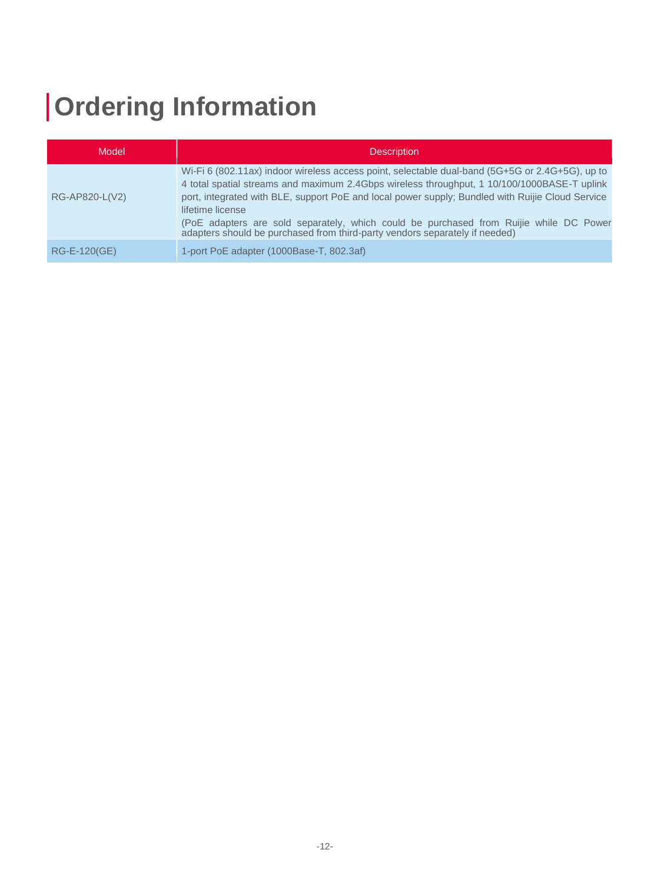# Ordering Information

| Model | Description |
| --- | --- |
| RG-AP820-L(V2) | Wi-Fi 6 (802.11ax) indoor wireless access point, selectable dual-band (5G+5G or 2.4G+5G), up to 4 total spatial streams and maximum 2.4Gbps wireless throughput, 1 10/100/1000BASE-T uplink port, integrated with BLE, support PoE and local power supply; Bundled with Ruijie Cloud Service lifetime license<br>(PoE adapters are sold separately, which could be purchased from Ruijie while DC Power adapters should be purchased from third-party vendors separately if needed) |
| RG-E-120(GE) | 1-port PoE adapter (1000Base-T, 802.3af) |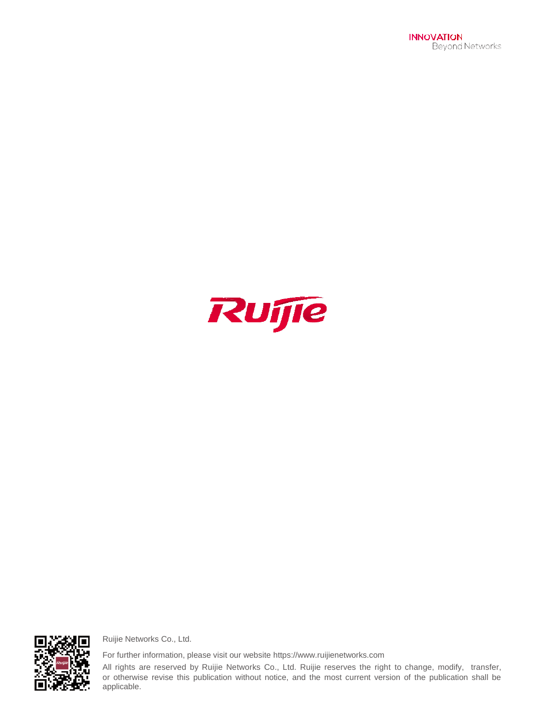Ruijie Networks Co., Ltd.

For further information, please visit our website https://www.ruijienetworks.com

All rights are reserved by Ruijie Networks Co., Ltd. Ruijie reserves the right to change, modify, transfer, or otherwise revise this publication without notice, and the most current version of the publication shall be applicable.